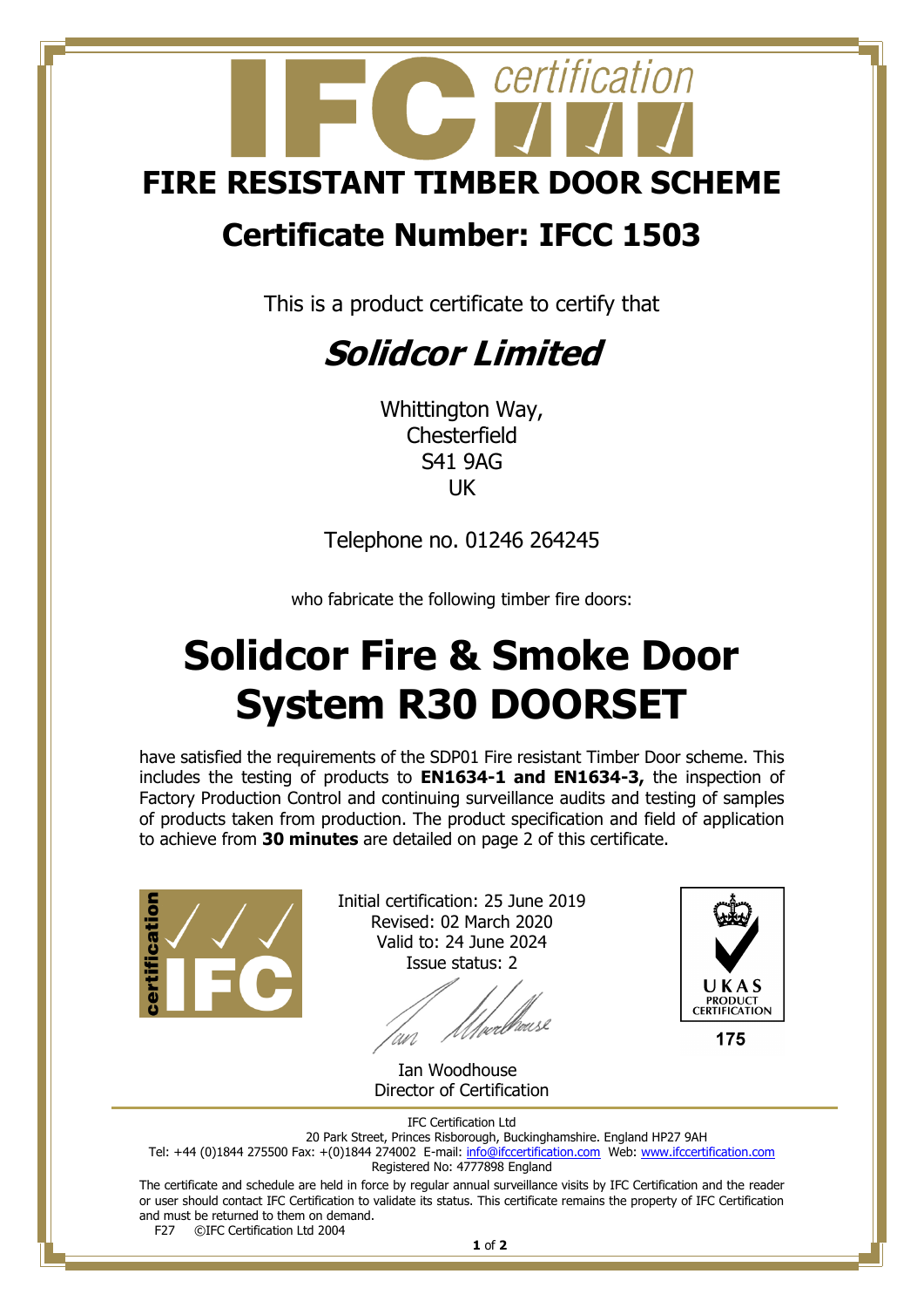IFC certification

# FIRE RESISTANT TIMBER DOOR SCHEME

## Certificate Number: IFCC 1503

This is a product certificate to certify that

## *Solidcor Limited*

Whittington Way,
Chesterfield
S41 9AG
UK

Telephone no. 01246 264245

who fabricate the following timber fire doors:

# Solidcor Fire & Smoke Door System R30 DOORSET

have satisfied the requirements of the SDP01 Fire resistant Timber Door scheme. This includes the testing of products to **EN1634-1 and EN1634-3,** the inspection of Factory Production Control and continuing surveillance audits and testing of samples of products taken from production. The product specification and field of application to achieve from **30 minutes** are detailed on page 2 of this certificate.

Initial certification: 25 June 2019
Revised: 02 March 2020
Valid to: 24 June 2024
Issue status: 2

Ian Woodhouse
Director of Certification

UKAS PRODUCT CERTIFICATION
175

IFC Certification Ltd
20 Park Street, Princes Risborough, Buckinghamshire. England HP27 9AH
Tel: +44 (0)1844 275500 Fax: +(0)1844 274002 E-mail: info@ifccertification.com Web: www.ifccertification.com
Registered No: 4777898 England

The certificate and schedule are held in force by regular annual surveillance visits by IFC Certification and the reader or user should contact IFC Certification to validate its status. This certificate remains the property of IFC Certification and must be returned to them on demand.

F27 ©IFC Certification Ltd 2004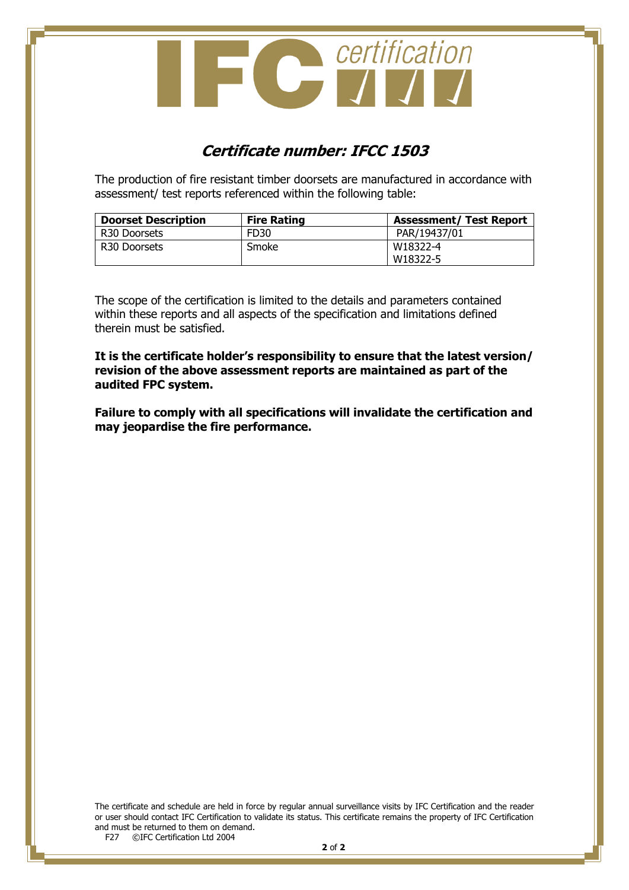## *Certificate number: IFCC 1503*

The production of fire resistant timber doorsets are manufactured in accordance with assessment/ test reports referenced within the following table:

| Doorset Description | Fire Rating | Assessment/ Test Report |
|---|---|---|
| R30 Doorsets | FD30 | PAR/19437/01 |
| R30 Doorsets | Smoke | W18322-4<br>W18322-5 |

The scope of the certification is limited to the details and parameters contained within these reports and all aspects of the specification and limitations defined therein must be satisfied.

**It is the certificate holder's responsibility to ensure that the latest version/ revision of the above assessment reports are maintained as part of the audited FPC system.**

**Failure to comply with all specifications will invalidate the certification and may jeopardise the fire performance.**

The certificate and schedule are held in force by regular annual surveillance visits by IFC Certification and the reader or user should contact IFC Certification to validate its status. This certificate remains the property of IFC Certification and must be returned to them on demand.

F27 ©IFC Certification Ltd 2004